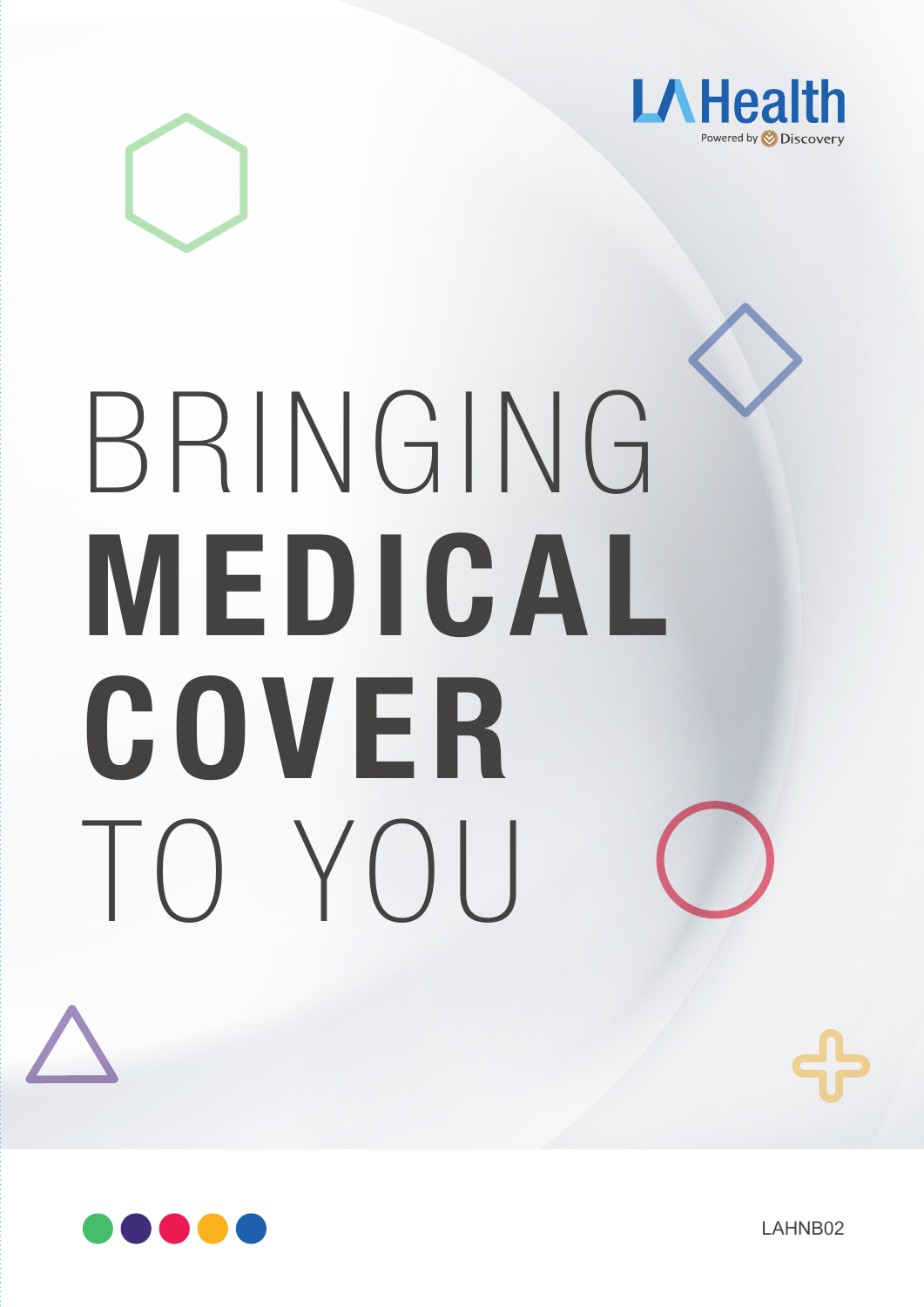LA Health

Powered by Discovery

# BRINGING MEDICAL COVER TO YOU

LAHNB02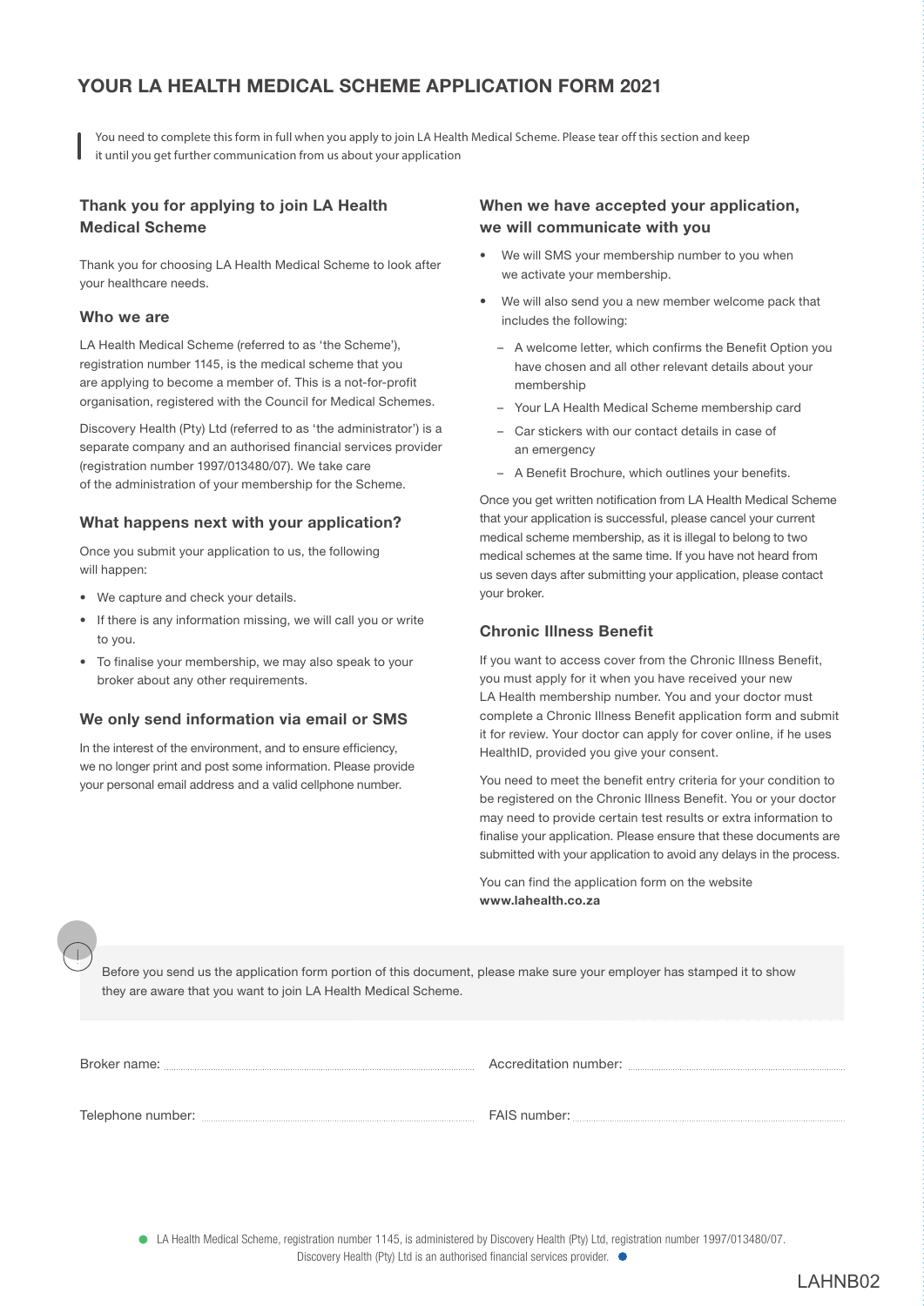# YOUR LA HEALTH MEDICAL SCHEME APPLICATION FORM 2021

You need to complete this form in full when you apply to join LA Health Medical Scheme. Please tear off this section and keep it until you get further communication from us about your application

## Thank you for applying to join LA Health Medical Scheme

Thank you for choosing LA Health Medical Scheme to look after your healthcare needs.

### Who we are

LA Health Medical Scheme (referred to as 'the Scheme'), registration number 1145, is the medical scheme that you are applying to become a member of. This is a not-for-profit organisation, registered with the Council for Medical Schemes.

Discovery Health (Pty) Ltd (referred to as 'the administrator') is a separate company and an authorised financial services provider (registration number 1997/013480/07). We take care of the administration of your membership for the Scheme.

### What happens next with your application?

Once you submit your application to us, the following will happen:

- We capture and check your details.
- If there is any information missing, we will call you or write to you.
- To finalise your membership, we may also speak to your broker about any other requirements.

### We only send information via email or SMS

In the interest of the environment, and to ensure efficiency, we no longer print and post some information. Please provide your personal email address and a valid cellphone number.

## When we have accepted your application, we will communicate with you

- We will SMS your membership number to you when we activate your membership.
- We will also send you a new member welcome pack that includes the following:
  - A welcome letter, which confirms the Benefit Option you have chosen and all other relevant details about your membership
  - Your LA Health Medical Scheme membership card
  - Car stickers with our contact details in case of an emergency
  - A Benefit Brochure, which outlines your benefits.

Once you get written notification from LA Health Medical Scheme that your application is successful, please cancel your current medical scheme membership, as it is illegal to belong to two medical schemes at the same time. If you have not heard from us seven days after submitting your application, please contact your broker.

### Chronic Illness Benefit

If you want to access cover from the Chronic Illness Benefit, you must apply for it when you have received your new LA Health membership number. You and your doctor must complete a Chronic Illness Benefit application form and submit it for review. Your doctor can apply for cover online, if he uses HealthID, provided you give your consent.

You need to meet the benefit entry criteria for your condition to be registered on the Chronic Illness Benefit. You or your doctor may need to provide certain test results or extra information to finalise your application. Please ensure that these documents are submitted with your application to avoid any delays in the process.

You can find the application form on the website **www.lahealth.co.za**

Before you send us the application form portion of this document, please make sure your employer has stamped it to show they are aware that you want to join LA Health Medical Scheme.

Broker name: ____________________ Accreditation number: ____________________

Telephone number: ____________________ FAIS number: ____________________

LA Health Medical Scheme, registration number 1145, is administered by Discovery Health (Pty) Ltd, registration number 1997/013480/07. Discovery Health (Pty) Ltd is an authorised financial services provider.

LAHNB02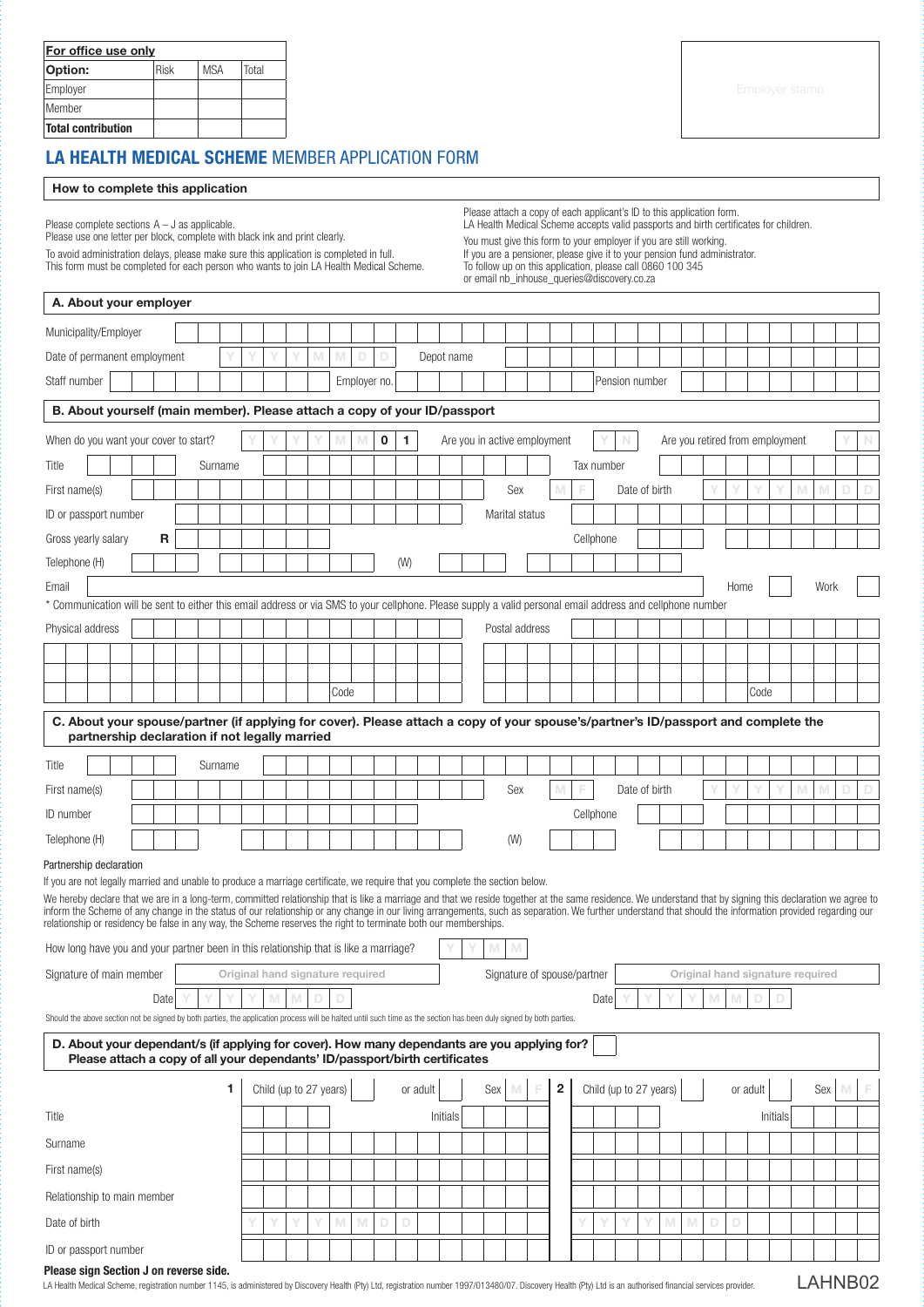| For office use only | | | |
|---|---|---|---|
| **Option:** | Risk | MSA | Total |
| Employer | | | |
| Member | | | |
| **Total contribution** | | | |

Employer stamp

# LA HEALTH MEDICAL SCHEME MEMBER APPLICATION FORM

## How to complete this application

Please complete sections A – J as applicable.
Please use one letter per block, complete with black ink and print clearly.
To avoid administration delays, please make sure this application is completed in full.
This form must be completed for each person who wants to join LA Health Medical Scheme.

Please attach a copy of each applicant's ID to this application form.
LA Health Medical Scheme accepts valid passports and birth certificates for children.
You must give this form to your employer if you are still working.
If you are a pensioner, please give it to your pension fund administrator.
To follow up on this application, please call 0860 100 345
or email nb_inhouse_queries@discovery.co.za

## A. About your employer

Municipality/Employer

Date of permanent employment Y Y Y Y M M D D    Depot name

Staff number    Employer no.    Pension number

## B. About yourself (main member). Please attach a copy of your ID/passport

When do you want your cover to start? Y Y Y Y M M 0 1    Are you in active employment Y N    Are you retired from employment Y N

Title    Surname    Tax number

First name(s)    Sex M F    Date of birth Y Y Y Y M M D D

ID or passport number    Marital status

Gross yearly salary R    Cellphone

Telephone (H)    (W)

Email    Home    Work

* Communication will be sent to either this email address or via SMS to your cellphone. Please supply a valid personal email address and cellphone number

Physical address    Postal address

Code    Code

## C. About your spouse/partner (if applying for cover). Please attach a copy of your spouse's/partner's ID/passport and complete the partnership declaration if not legally married

Title    Surname

First name(s)    Sex M F    Date of birth Y Y Y Y M M D D

ID number    Cellphone

Telephone (H)    (W)

### Partnership declaration

If you are not legally married and unable to produce a marriage certificate, we require that you complete the section below.

We hereby declare that we are in a long-term, committed relationship that is like a marriage and that we reside together at the same residence. We understand that by signing this declaration we agree to inform the Scheme of any change in the status of our relationship or any change in our living arrangements, such as separation. We further understand that should the information provided regarding our relationship or residency be false in any way, the Scheme reserves the right to terminate both our memberships.

How long have you and your partner been in this relationship that is like a marriage? Y Y M M

Signature of main member: Original hand signature required    Signature of spouse/partner: Original hand signature required

Date Y Y Y Y M M D D    Date Y Y Y Y M M D D

Should the above section not be signed by both parties, the application process will be halted until such time as the section has been duly signed by both parties.

## D. About your dependant/s (if applying for cover). How many dependants are you applying for? Please attach a copy of all your dependants' ID/passport/birth certificates

| | 1 Child (up to 27 years) or adult, Sex M F | 2 Child (up to 27 years) or adult, Sex M F |
|---|---|---|
| Title | Initials | Initials |
| Surname | | |
| First name(s) | | |
| Relationship to main member | | |
| Date of birth | Y Y Y Y M M D D | Y Y Y Y M M D D |
| ID or passport number | | |

**Please sign Section J on reverse side.**

LA Health Medical Scheme, registration number 1145, is administered by Discovery Health (Pty) Ltd, registration number 1997/013480/07. Discovery Health (Pty) Ltd is an authorised financial services provider.

LAHNB02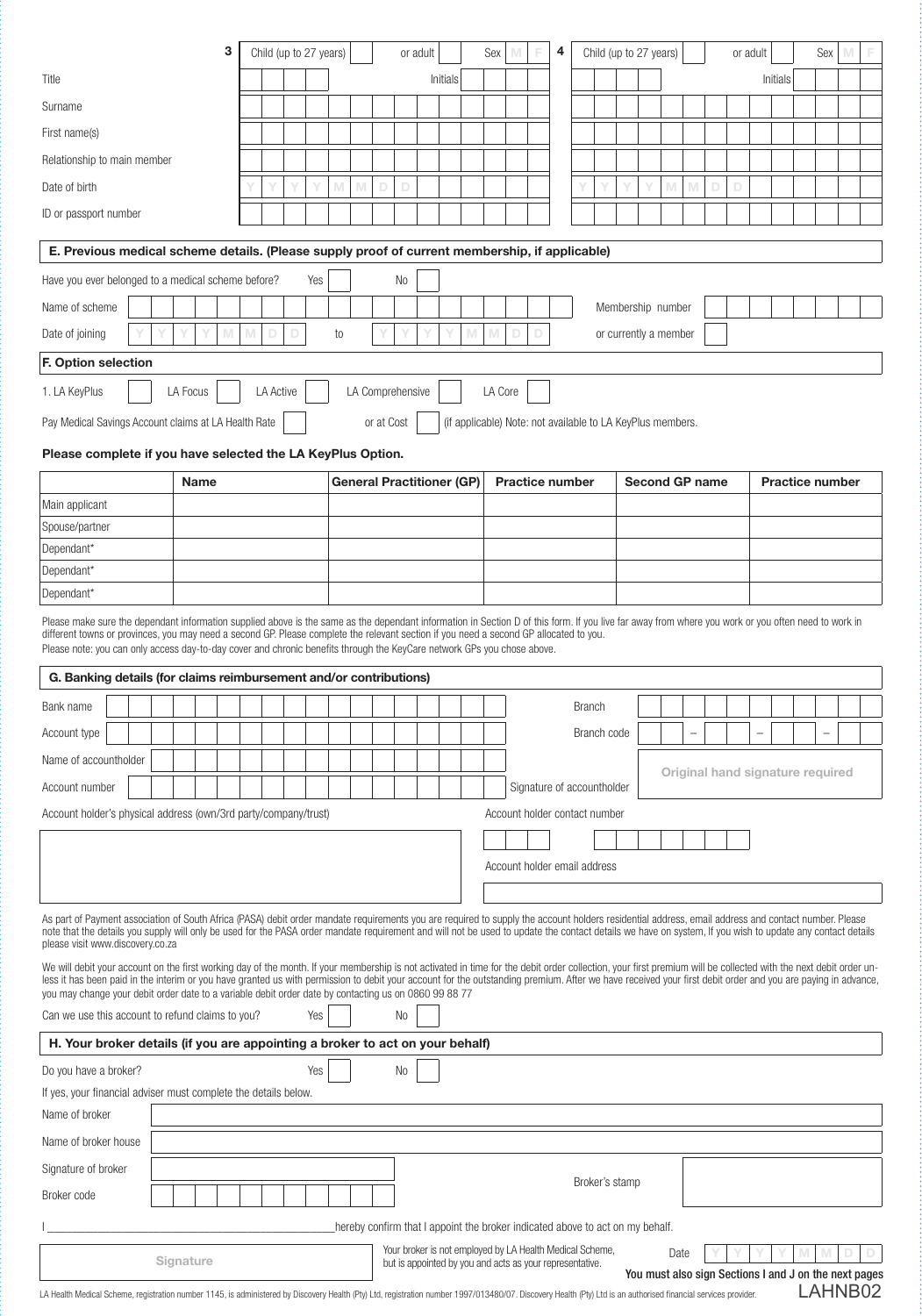| | 3 | 4 |
|---|---|---|
| | Child (up to 27 years) ☐ or adult ☐ Sex M F | Child (up to 27 years) ☐ or adult ☐ Sex M F |
| Title | Initials | Initials |
| Surname | | |
| First name(s) | | |
| Relationship to main member | | |
| Date of birth | Y Y Y Y M M D D | Y Y Y Y M M D D |
| ID or passport number | | |

## E. Previous medical scheme details. (Please supply proof of current membership, if applicable)

Have you ever belonged to a medical scheme before? Yes ☐ No ☐

Name of scheme ____________________ Membership number ____________

Date of joining Y Y Y Y M M D D to Y Y Y Y M M D D or currently a member ☐

## F. Option selection

1. LA KeyPlus ☐ LA Focus ☐ LA Active ☐ LA Comprehensive ☐ LA Core ☐

Pay Medical Savings Account claims at LA Health Rate ☐ or at Cost ☐ (if applicable) Note: not available to LA KeyPlus members.

**Please complete if you have selected the LA KeyPlus Option.**

| | Name | General Practitioner (GP) | Practice number | Second GP name | Practice number |
|---|---|---|---|---|---|
| Main applicant | | | | | |
| Spouse/partner | | | | | |
| Dependant* | | | | | |
| Dependant* | | | | | |
| Dependant* | | | | | |

Please make sure the dependant information supplied above is the same as the dependant information in Section D of this form. If you live far away from where you work or you often need to work in different towns or provinces, you may need a second GP. Please complete the relevant section if you need a second GP allocated to you.
Please note: you can only access day-to-day cover and chronic benefits through the KeyCare network GPs you chose above.

## G. Banking details (for claims reimbursement and/or contributions)

Bank name ____________________ Branch ____________

Account type ____________________ Branch code ____ – ____ – ____ – ____

Name of accountholder ____________________

Account number ____________________ Signature of accountholder: Original hand signature required

Account holder's physical address (own/3rd party/company/trust)

Account holder contact number

Account holder email address

As part of Payment association of South Africa (PASA) debit order mandate requirements you are required to supply the account holders residential address, email address and contact number. Please note that the details you supply will only be used for the PASA order mandate requirement and will not be used to update the contact details we have on system, If you wish to update any contact details please visit www.discovery.co.za

We will debit your account on the first working day of the month. If your membership is not activated in time for the debit order collection, your first premium will be collected with the next debit order unless it has been paid in the interim or you have granted us with permission to debit your account for the outstanding premium. After we have received your first debit order and you are paying in advance, you may change your debit order date to a variable debit order date by contacting us on 0860 99 88 77

Can we use this account to refund claims to you? Yes ☐ No ☐

## H. Your broker details (if you are appointing a broker to act on your behalf)

Do you have a broker? Yes ☐ No ☐

If yes, your financial adviser must complete the details below.

Name of broker ____________________

Name of broker house ____________________

Signature of broker ____________________ Broker's stamp

Broker code ____________________

I ________________________________ hereby confirm that I appoint the broker indicated above to act on my behalf.

Signature ____________________

Your broker is not employed by LA Health Medical Scheme, but is appointed by you and acts as your representative.

Date Y Y Y Y M M D D

**You must also sign Sections I and J on the next pages**

LA Health Medical Scheme, registration number 1145, is administered by Discovery Health (Pty) Ltd, registration number 1997/013480/07. Discovery Health (Pty) Ltd is an authorised financial services provider.

LAHNB02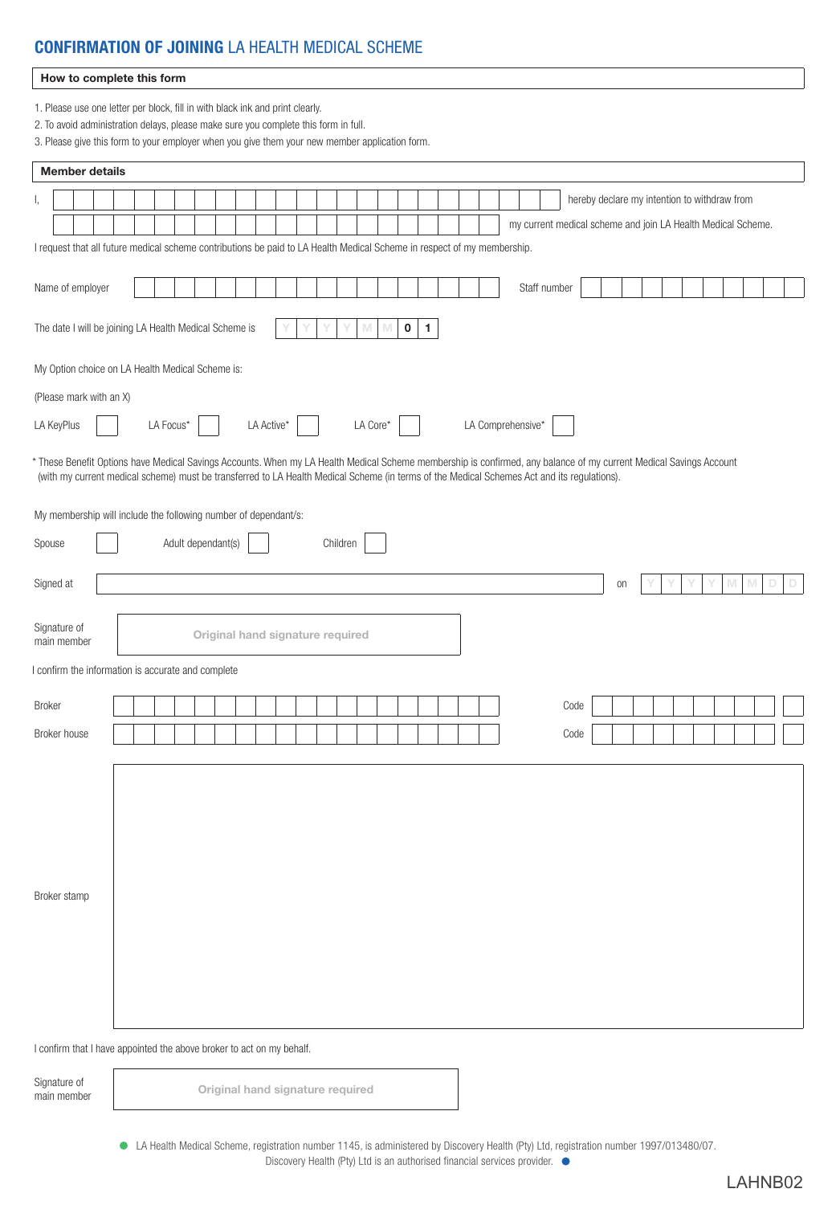# **CONFIRMATION OF JOINING** LA HEALTH MEDICAL SCHEME

**How to complete this form**

1. Please use one letter per block, fill in with black ink and print clearly.
2. To avoid administration delays, please make sure you complete this form in full.
3. Please give this form to your employer when you give them your new member application form.

**Member details**

I, ______________________________ hereby declare my intention to withdraw from

______________________________ my current medical scheme and join LA Health Medical Scheme.

I request that all future medical scheme contributions be paid to LA Health Medical Scheme in respect of my membership.

Name of employer ______________________________ Staff number ______________

The date I will be joining LA Health Medical Scheme is Y Y Y Y M M 0 1

My Option choice on LA Health Medical Scheme is:

(Please mark with an X)

LA KeyPlus ☐ LA Focus* ☐ LA Active* ☐ LA Core* ☐ LA Comprehensive* ☐

* These Benefit Options have Medical Savings Accounts. When my LA Health Medical Scheme membership is confirmed, any balance of my current Medical Savings Account (with my current medical scheme) must be transferred to LA Health Medical Scheme (in terms of the Medical Schemes Act and its regulations).

My membership will include the following number of dependant/s:

Spouse ☐ Adult dependant(s) ☐ Children ☐

Signed at ______________________________ on Y Y Y Y M M D D

Signature of main member: Original hand signature required

I confirm the information is accurate and complete

Broker ______________________________ Code ______________

Broker house ______________________________ Code ______________

Broker stamp

I confirm that I have appointed the above broker to act on my behalf.

Signature of main member: Original hand signature required

LA Health Medical Scheme, registration number 1145, is administered by Discovery Health (Pty) Ltd, registration number 1997/013480/07. Discovery Health (Pty) Ltd is an authorised financial services provider.

LAHNB02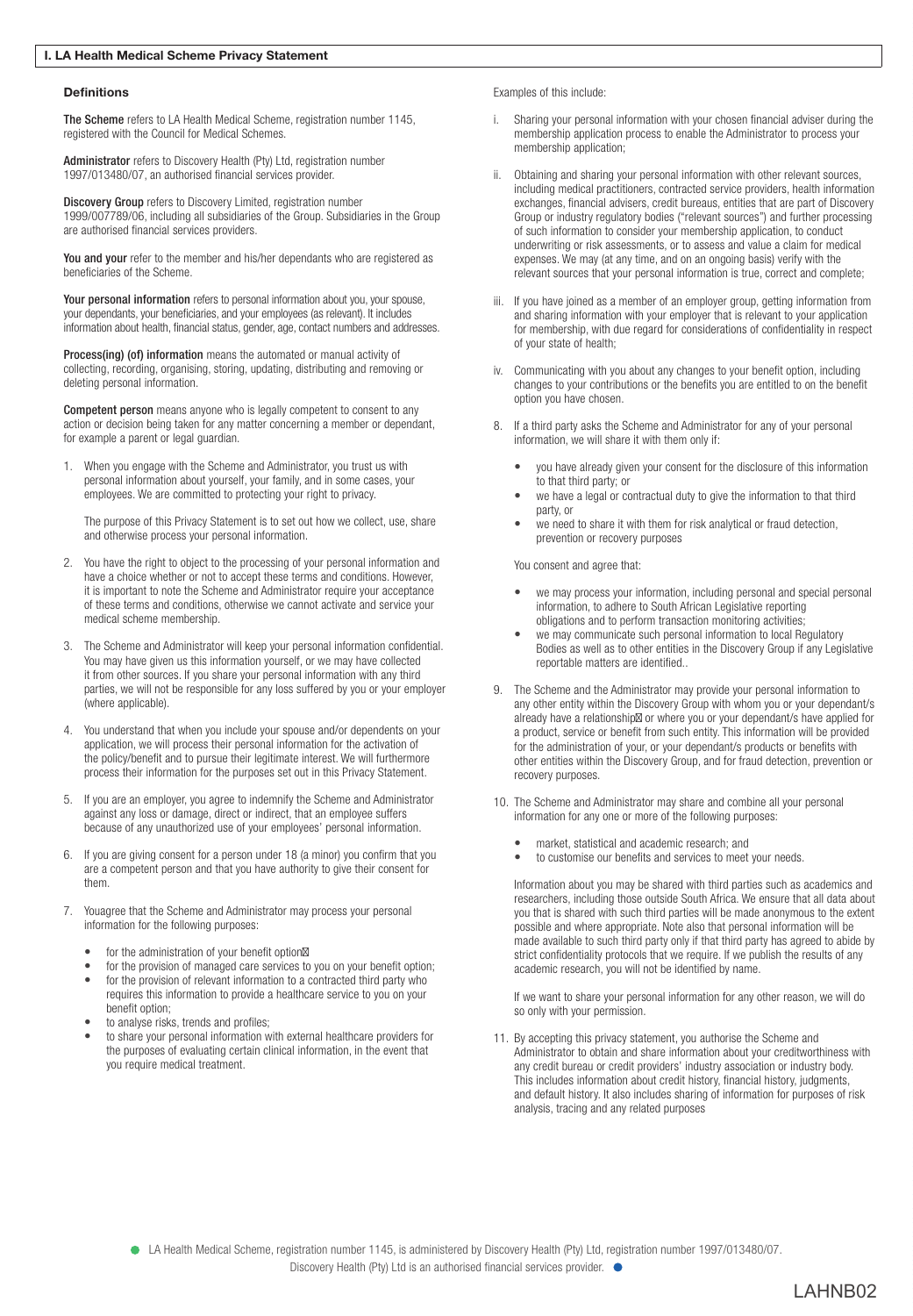## I. LA Health Medical Scheme Privacy Statement

### Definitions

**The Scheme** refers to LA Health Medical Scheme, registration number 1145, registered with the Council for Medical Schemes.

**Administrator** refers to Discovery Health (Pty) Ltd, registration number 1997/013480/07, an authorised financial services provider.

**Discovery Group** refers to Discovery Limited, registration number 1999/007789/06, including all subsidiaries of the Group. Subsidiaries in the Group are authorised financial services providers.

**You and your** refer to the member and his/her dependants who are registered as beneficiaries of the Scheme.

**Your personal information** refers to personal information about you, your spouse, your dependants, your beneficiaries, and your employees (as relevant). It includes information about health, financial status, gender, age, contact numbers and addresses.

**Process(ing) (of) information** means the automated or manual activity of collecting, recording, organising, storing, updating, distributing and removing or deleting personal information.

**Competent person** means anyone who is legally competent to consent to any action or decision being taken for any matter concerning a member or dependant, for example a parent or legal guardian.

1. When you engage with the Scheme and Administrator, you trust us with personal information about yourself, your family, and in some cases, your employees. We are committed to protecting your right to privacy.

   The purpose of this Privacy Statement is to set out how we collect, use, share and otherwise process your personal information.

2. You have the right to object to the processing of your personal information and have a choice whether or not to accept these terms and conditions. However, it is important to note the Scheme and Administrator require your acceptance of these terms and conditions, otherwise we cannot activate and service your medical scheme membership.

3. The Scheme and Administrator will keep your personal information confidential. You may have given us this information yourself, or we may have collected it from other sources. If you share your personal information with any third parties, we will not be responsible for any loss suffered by you or your employer (where applicable).

4. You understand that when you include your spouse and/or dependents on your application, we will process their personal information for the activation of the policy/benefit and to pursue their legitimate interest. We will furthermore process their information for the purposes set out in this Privacy Statement.

5. If you are an employer, you agree to indemnify the Scheme and Administrator against any loss or damage, direct or indirect, that an employee suffers because of any unauthorized use of your employees' personal information.

6. If you are giving consent for a person under 18 (a minor) you confirm that you are a competent person and that you have authority to give their consent for them.

7. Youagree that the Scheme and Administrator may process your personal information for the following purposes:

   - for the administration of your benefit option
   - for the provision of managed care services to you on your benefit option;
   - for the provision of relevant information to a contracted third party who requires this information to provide a healthcare service to you on your benefit option;
   - to analyse risks, trends and profiles;
   - to share your personal information with external healthcare providers for the purposes of evaluating certain clinical information, in the event that you require medical treatment.

   Examples of this include:

   i. Sharing your personal information with your chosen financial adviser during the membership application process to enable the Administrator to process your membership application;

   ii. Obtaining and sharing your personal information with other relevant sources, including medical practitioners, contracted service providers, health information exchanges, financial advisers, credit bureaus, entities that are part of Discovery Group or industry regulatory bodies ("relevant sources") and further processing of such information to consider your membership application, to conduct underwriting or risk assessments, or to assess and value a claim for medical expenses. We may (at any time, and on an ongoing basis) verify with the relevant sources that your personal information is true, correct and complete;

   iii. If you have joined as a member of an employer group, getting information from and sharing information with your employer that is relevant to your application for membership, with due regard for considerations of confidentiality in respect of your state of health;

   iv. Communicating with you about any changes to your benefit option, including changes to your contributions or the benefits you are entitled to on the benefit option you have chosen.

8. If a third party asks the Scheme and Administrator for any of your personal information, we will share it with them only if:

   - you have already given your consent for the disclosure of this information to that third party; or
   - we have a legal or contractual duty to give the information to that third party, or
   - we need to share it with them for risk analytical or fraud detection, prevention or recovery purposes

   You consent and agree that:

   - we may process your information, including personal and special personal information, to adhere to South African Legislative reporting obligations and to perform transaction monitoring activities;
   - we may communicate such personal information to local Regulatory Bodies as well as to other entities in the Discovery Group if any Legislative reportable matters are identified..

9. The Scheme and the Administrator may provide your personal information to any other entity within the Discovery Group with whom you or your dependant/s already have a relationship or where you or your dependant/s have applied for a product, service or benefit from such entity. This information will be provided for the administration of your, or your dependant/s products or benefits with other entities within the Discovery Group, and for fraud detection, prevention or recovery purposes.

10. The Scheme and Administrator may share and combine all your personal information for any one or more of the following purposes:

    - market, statistical and academic research; and
    - to customise our benefits and services to meet your needs.

    Information about you may be shared with third parties such as academics and researchers, including those outside South Africa. We ensure that all data about you that is shared with such third parties will be made anonymous to the extent possible and where appropriate. Note also that personal information will be made available to such third party only if that third party has agreed to abide by strict confidentiality protocols that we require. If we publish the results of any academic research, you will not be identified by name.

    If we want to share your personal information for any other reason, we will do so only with your permission.

11. By accepting this privacy statement, you authorise the Scheme and Administrator to obtain and share information about your creditworthiness with any credit bureau or credit providers' industry association or industry body. This includes information about credit history, financial history, judgments, and default history. It also includes sharing of information for purposes of risk analysis, tracing and any related purposes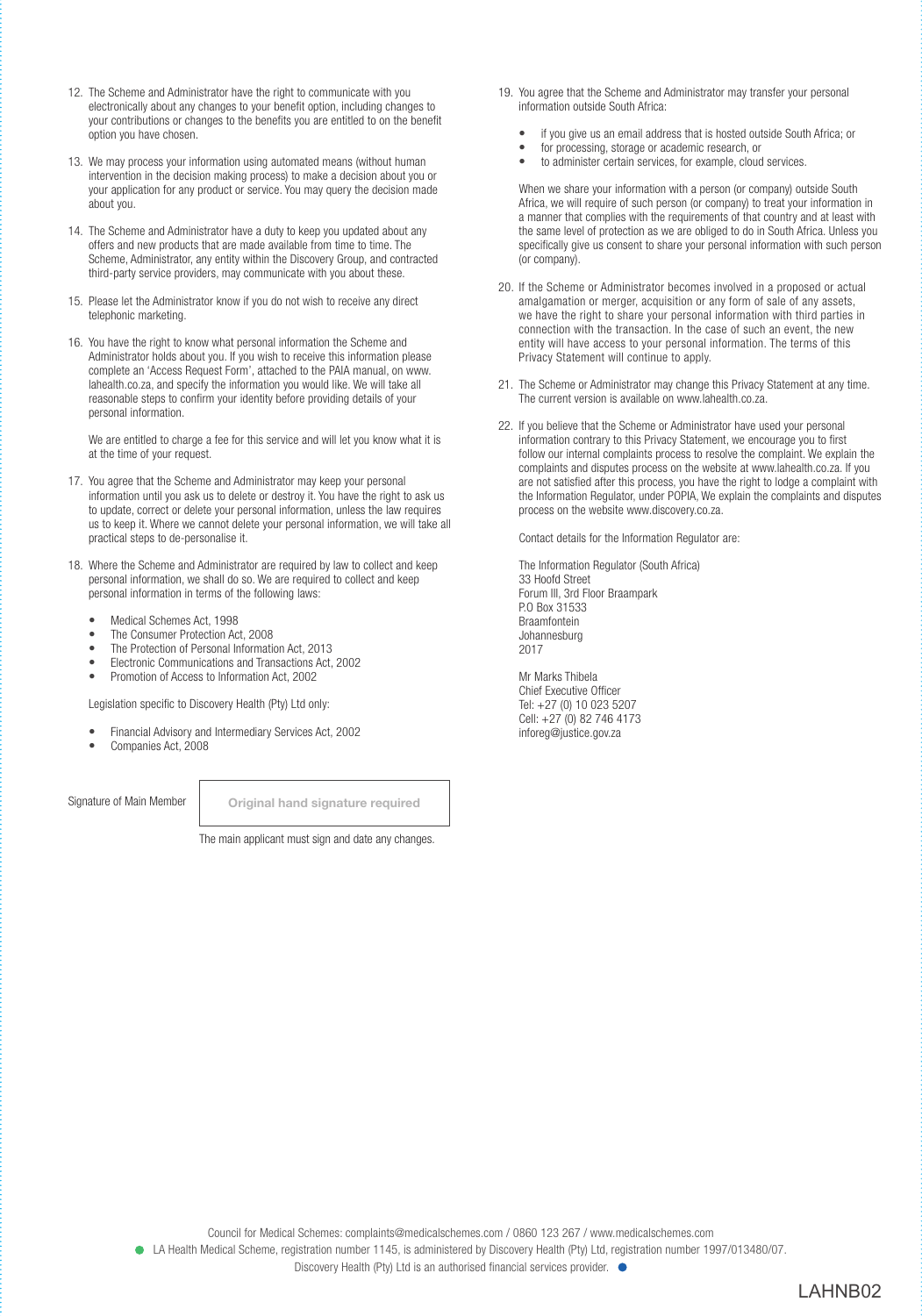12. The Scheme and Administrator have the right to communicate with you electronically about any changes to your benefit option, including changes to your contributions or changes to the benefits you are entitled to on the benefit option you have chosen.

13. We may process your information using automated means (without human intervention in the decision making process) to make a decision about you or your application for any product or service. You may query the decision made about you.

14. The Scheme and Administrator have a duty to keep you updated about any offers and new products that are made available from time to time. The Scheme, Administrator, any entity within the Discovery Group, and contracted third-party service providers, may communicate with you about these.

15. Please let the Administrator know if you do not wish to receive any direct telephonic marketing.

16. You have the right to know what personal information the Scheme and Administrator holds about you. If you wish to receive this information please complete an 'Access Request Form', attached to the PAIA manual, on www.lahealth.co.za, and specify the information you would like. We will take all reasonable steps to confirm your identity before providing details of your personal information.

    We are entitled to charge a fee for this service and will let you know what it is at the time of your request.

17. You agree that the Scheme and Administrator may keep your personal information until you ask us to delete or destroy it. You have the right to ask us to update, correct or delete your personal information, unless the law requires us to keep it. Where we cannot delete your personal information, we will take all practical steps to de-personalise it.

18. Where the Scheme and Administrator are required by law to collect and keep personal information, we shall do so. We are required to collect and keep personal information in terms of the following laws:

    - Medical Schemes Act, 1998
    - The Consumer Protection Act, 2008
    - The Protection of Personal Information Act, 2013
    - Electronic Communications and Transactions Act, 2002
    - Promotion of Access to Information Act, 2002

    Legislation specific to Discovery Health (Pty) Ltd only:

    - Financial Advisory and Intermediary Services Act, 2002
    - Companies Act, 2008

19. You agree that the Scheme and Administrator may transfer your personal information outside South Africa:

    - if you give us an email address that is hosted outside South Africa; or
    - for processing, storage or academic research, or
    - to administer certain services, for example, cloud services.

    When we share your information with a person (or company) outside South Africa, we will require of such person (or company) to treat your information in a manner that complies with the requirements of that country and at least with the same level of protection as we are obliged to do in South Africa. Unless you specifically give us consent to share your personal information with such person (or company).

20. If the Scheme or Administrator becomes involved in a proposed or actual amalgamation or merger, acquisition or any form of sale of any assets, we have the right to share your personal information with third parties in connection with the transaction. In the case of such an event, the new entity will have access to your personal information. The terms of this Privacy Statement will continue to apply.

21. The Scheme or Administrator may change this Privacy Statement at any time. The current version is available on www.lahealth.co.za.

22. If you believe that the Scheme or Administrator have used your personal information contrary to this Privacy Statement, we encourage you to first follow our internal complaints process to resolve the complaint. We explain the complaints and disputes process on the website at www.lahealth.co.za. If you are not satisfied after this process, you have the right to lodge a complaint with the Information Regulator, under POPIA, We explain the complaints and disputes process on the website www.discovery.co.za.

    Contact details for the Information Regulator are:

    The Information Regulator (South Africa)
    33 Hoofd Street
    Forum III, 3rd Floor Braampark
    P.O Box 31533
    Braamfontein
    Johannesburg
    2017

    Mr Marks Thibela
    Chief Executive Officer
    Tel: +27 (0) 10 023 5207
    Cell: +27 (0) 82 746 4173
    inforeg@justice.gov.za

Signature of Main Member | Original hand signature required

The main applicant must sign and date any changes.

Council for Medical Schemes: complaints@medicalschemes.com / 0860 123 267 / www.medicalschemes.com

LA Health Medical Scheme, registration number 1145, is administered by Discovery Health (Pty) Ltd, registration number 1997/013480/07.

Discovery Health (Pty) Ltd is an authorised financial services provider.

LAHNB02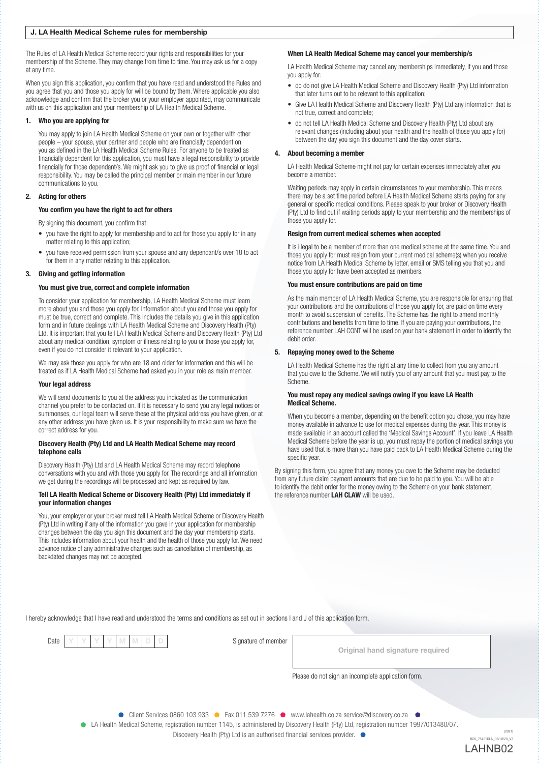## J. LA Health Medical Scheme rules for membership

The Rules of LA Health Medical Scheme record your rights and responsibilities for your membership of the Scheme. They may change from time to time. You may ask us for a copy at any time.

When you sign this application, you confirm that you have read and understood the Rules and you agree that you and those you apply for will be bound by them. Where applicable you also acknowledge and confirm that the broker you or your employer appointed, may communicate with us on this application and your membership of LA Health Medical Scheme.

### 1. Who you are applying for

You may apply to join LA Health Medical Scheme on your own or together with other people – your spouse, your partner and people who are financially dependent on you as defined in the LA Health Medical Scheme Rules. For anyone to be treated as financially dependent for this application, you must have a legal responsibility to provide financially for those dependant/s. We might ask you to give us proof of financial or legal responsibility. You may be called the principal member or main member in our future communications to you.

### 2. Acting for others

**You confirm you have the right to act for others**

By signing this document, you confirm that:

- you have the right to apply for membership and to act for those you apply for in any matter relating to this application;
- you have received permission from your spouse and any dependant/s over 18 to act for them in any matter relating to this application.

### 3. Giving and getting information

**You must give true, correct and complete information**

To consider your application for membership, LA Health Medical Scheme must learn more about you and those you apply for. Information about you and those you apply for must be true, correct and complete. This includes the details you give in this application form and in future dealings with LA Health Medical Scheme and Discovery Health (Pty) Ltd. It is important that you tell LA Health Medical Scheme and Discovery Health (Pty) Ltd about any medical condition, symptom or illness relating to you or those you apply for, even if you do not consider it relevant to your application.

We may ask those you apply for who are 18 and older for information and this will be treated as if LA Health Medical Scheme had asked you in your role as main member.

**Your legal address**

We will send documents to you at the address you indicated as the communication channel you prefer to be contacted on. If it is necessary to send you any legal notices or summonses, our legal team will serve these at the physical address you have given, or at any other address you have given us. It is your responsibility to make sure we have the correct address for you.

**Discovery Health (Pty) Ltd and LA Health Medical Scheme may record telephone calls**

Discovery Health (Pty) Ltd and LA Health Medical Scheme may record telephone conversations with you and with those you apply for. The recordings and all information we get during the recordings will be processed and kept as required by law.

**Tell LA Health Medical Scheme or Discovery Health (Pty) Ltd immediately if your information changes**

You, your employer or your broker must tell LA Health Medical Scheme or Discovery Health (Pty) Ltd in writing if any of the information you gave in your application for membership changes between the day you sign this document and the day your membership starts. This includes information about your health and the health of those you apply for. We need advance notice of any administrative changes such as cancellation of membership, as backdated changes may not be accepted.

**When LA Health Medical Scheme may cancel your membership/s**

LA Health Medical Scheme may cancel any memberships immediately, if you and those you apply for:

- do do not give LA Health Medical Scheme and Discovery Health (Pty) Ltd information that later turns out to be relevant to this application;
- Give LA Health Medical Scheme and Discovery Health (Pty) Ltd any information that is not true, correct and complete;
- do not tell LA Health Medical Scheme and Discovery Health (Pty) Ltd about any relevant changes (including about your health and the health of those you apply for) between the day you sign this document and the day cover starts.

### 4. About becoming a member

LA Health Medical Scheme might not pay for certain expenses immediately after you become a member.

Waiting periods may apply in certain circumstances to your membership. This means there may be a set time period before LA Health Medical Scheme starts paying for any general or specific medical conditions. Please speak to your broker or Discovery Health (Pty) Ltd to find out if waiting periods apply to your membership and the memberships of those you apply for.

**Resign from current medical schemes when accepted**

It is illegal to be a member of more than one medical scheme at the same time. You and those you apply for must resign from your current medical scheme(s) when you receive notice from LA Health Medical Scheme by letter, email or SMS telling you that you and those you apply for have been accepted as members.

**You must ensure contributions are paid on time**

As the main member of LA Health Medical Scheme, you are responsible for ensuring that your contributions and the contributions of those you apply for, are paid on time every month to avoid suspension of benefits. The Scheme has the right to amend monthly contributions and benefits from time to time. If you are paying your contributions, the reference number LAH CONT will be used on your bank statement in order to identify the debit order.

### 5. Repaying money owed to the Scheme

LA Health Medical Scheme has the right at any time to collect from you any amount that you owe to the Scheme. We will notify you of any amount that you must pay to the Scheme.

**You must repay any medical savings owing if you leave LA Health Medical Scheme.**

When you become a member, depending on the benefit option you chose, you may have money available in advance to use for medical expenses during the year. This money is made available in an account called the 'Medical Savings Account'. If you leave LA Health Medical Scheme before the year is up, you must repay the portion of medical savings you have used that is more than you have paid back to LA Health Medical Scheme during the specific year.

By signing this form, you agree that any money you owe to the Scheme may be deducted from any future claim payment amounts that are due to be paid to you. You will be able to identify the debit order for the money owing to the Scheme on your bank statement, the reference number **LAH CLAW** will be used.

I hereby acknowledge that I have read and understood the terms and conditions as set out in sections I and J of this application form.

Date Y Y Y Y M M D D

Signature of member: **Original hand signature required**

Please do not sign an incomplete application form.

Client Services 0860 103 933 • Fax 011 539 7276 • www.lahealth.co.za service@discovery.co.za

LA Health Medical Scheme, registration number 1145, is administered by Discovery Health (Pty) Ltd, registration number 1997/013480/07. Discovery Health (Pty) Ltd is an authorised financial services provider.

(2021) RCK_75451DLA_05/10/20_V3

LAHNB02